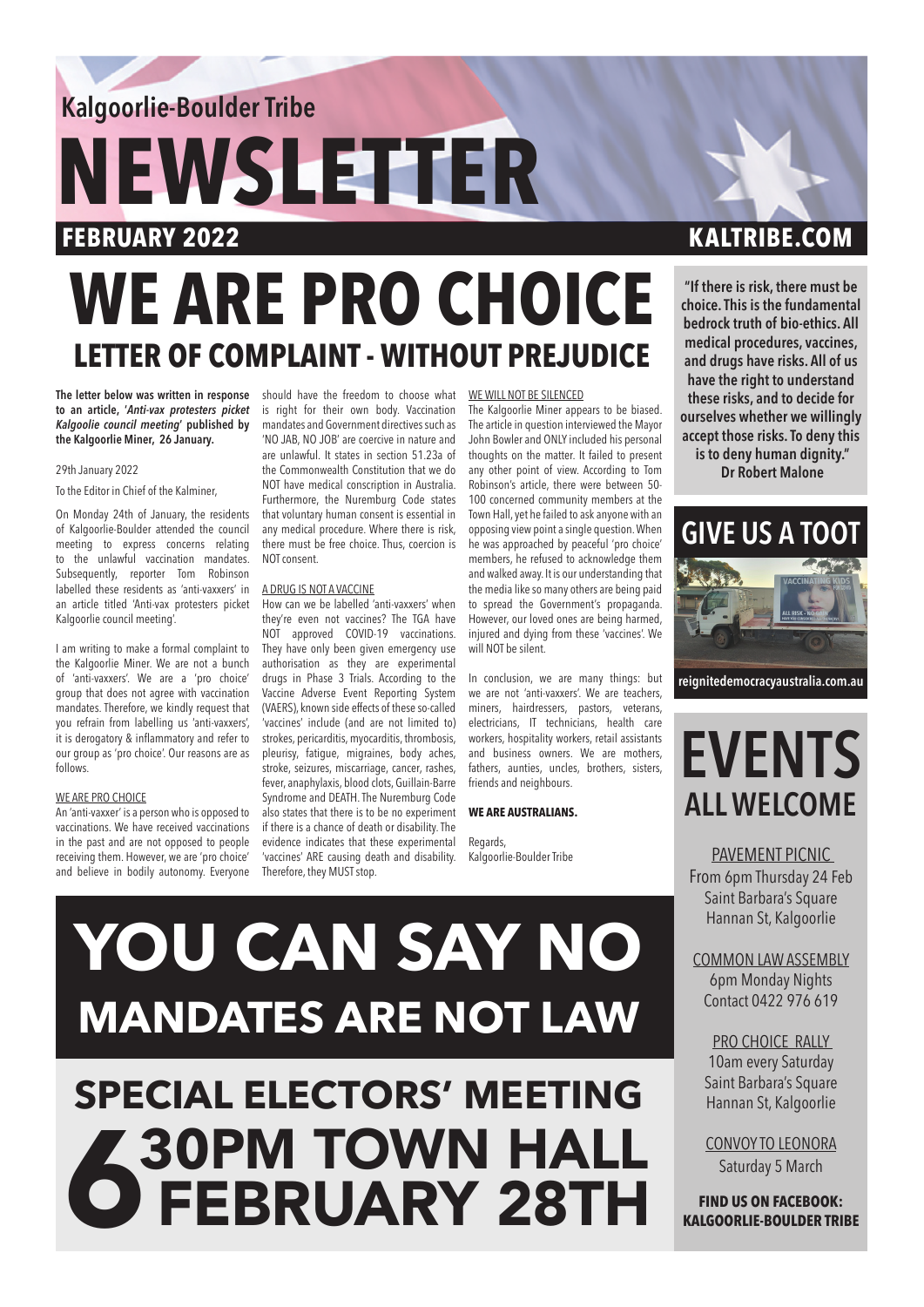Kalgoorlie-Boulder Tribe

# NEWSLETTER

**FEBRUARY 2022** **KALTRIBE.COM**

# WE ARE PRO CHOICE

## LETTER OF COMPLAINT - WITHOUT PREJUDICE

**The letter below was written in response to an article, '*Anti-vax protesters picket Kalgoorlie council meeting*' published by the Kalgoorlie Miner, 26 January.**

29th January 2022

To the Editor in Chief of the Kalminer,

On Monday 24th of January, the residents of Kalgoorlie-Boulder attended the council meeting to express concerns relating to the unlawful vaccination mandates. Subsequently, reporter Tom Robinson labelled these residents as 'anti-vaxxers' in an article titled 'Anti-vax protesters picket Kalgoorlie council meeting'.

I am writing to make a formal complaint to the Kalgoorlie Miner. We are not a bunch of 'anti-vaxxers'. We are a 'pro choice' group that does not agree with vaccination mandates. Therefore, we kindly request that you refrain from labelling us 'anti-vaxxers', it is derogatory & inflammatory and refer to our group as 'pro choice'. Our reasons are as follows.

WE ARE PRO CHOICE

An 'anti-vaxxer' is a person who is opposed to vaccinations. We have received vaccinations in the past and are not opposed to people receiving them. However, we are 'pro choice' and believe in bodily autonomy. Everyone should have the freedom to choose what is right for their own body. Vaccination mandates and Government directives such as 'NO JAB, NO JOB' are coercive in nature and are unlawful. It states in section 51.23a of the Commonwealth Constitution that we do NOT have medical conscription in Australia. Furthermore, the Nuremburg Code states that voluntary human consent is essential in any medical procedure. Where there is risk, there must be free choice. Thus, coercion is NOT consent.

A DRUG IS NOT A VACCINE

How can we be labelled 'anti-vaxxers' when they're even not vaccines? The TGA have NOT approved COVID-19 vaccinations. They have only been given emergency use authorisation as they are experimental drugs in Phase 3 Trials. According to the Vaccine Adverse Event Reporting System (VAERS), known side effects of these so-called 'vaccines' include (and are not limited to) strokes, pericarditis, myocarditis, thrombosis, pleurisy, fatigue, migraines, body aches, stroke, seizures, miscarriage, cancer, rashes, fever, anaphylaxis, blood clots, Guillain-Barre Syndrome and DEATH. The Nuremburg Code also states that there is to be no experiment if there is a chance of death or disability. The evidence indicates that these experimental 'vaccines' ARE causing death and disability. Therefore, they MUST stop.

WE WILL NOT BE SILENCED

The Kalgoorlie Miner appears to be biased. The article in question interviewed the Mayor John Bowler and ONLY included his personal thoughts on the matter. It failed to present any other point of view. According to Tom Robinson's article, there were between 50-100 concerned community members at the Town Hall, yet he failed to ask anyone with an opposing view point a single question. When he was approached by peaceful 'pro choice' members, he refused to acknowledge them and walked away. It is our understanding that the media like so many others are being paid to spread the Government's propaganda. However, our loved ones are being harmed, injured and dying from these 'vaccines'. We will NOT be silent.

In conclusion, we are many things: but we are not 'anti-vaxxers'. We are teachers, miners, hairdressers, pastors, veterans, electricians, IT technicians, health care workers, hospitality workers, retail assistants and business owners. We are mothers, fathers, aunties, uncles, brothers, sisters, friends and neighbours.

**WE ARE AUSTRALIANS.**

Regards,
Kalgoorlie-Boulder Tribe

# YOU CAN SAY NO

## MANDATES ARE NOT LAW

## SPECIAL ELECTORS' MEETING

## 6.30PM TOWN HALL FEBRUARY 28TH

**"If there is risk, there must be choice. This is the fundamental bedrock truth of bio-ethics. All medical procedures, vaccines, and drugs have risks. All of us have the right to understand these risks, and to decide for ourselves whether we willingly accept those risks. To deny this is to deny human dignity."**
**Dr Robert Malone**

## GIVE US A TOOT

reignitedemocracyaustralia.com.au

## EVENTS

### ALL WELCOME

PAVEMENT PICNIC
From 6pm Thursday 24 Feb
Saint Barbara's Square
Hannan St, Kalgoorlie

COMMON LAW ASSEMBLY
6pm Monday Nights
Contact 0422 976 619

PRO CHOICE RALLY
10am every Saturday
Saint Barbara's Square
Hannan St, Kalgoorlie

CONVOY TO LEONORA
Saturday 5 March

**FIND US ON FACEBOOK: KALGOORLIE-BOULDER TRIBE**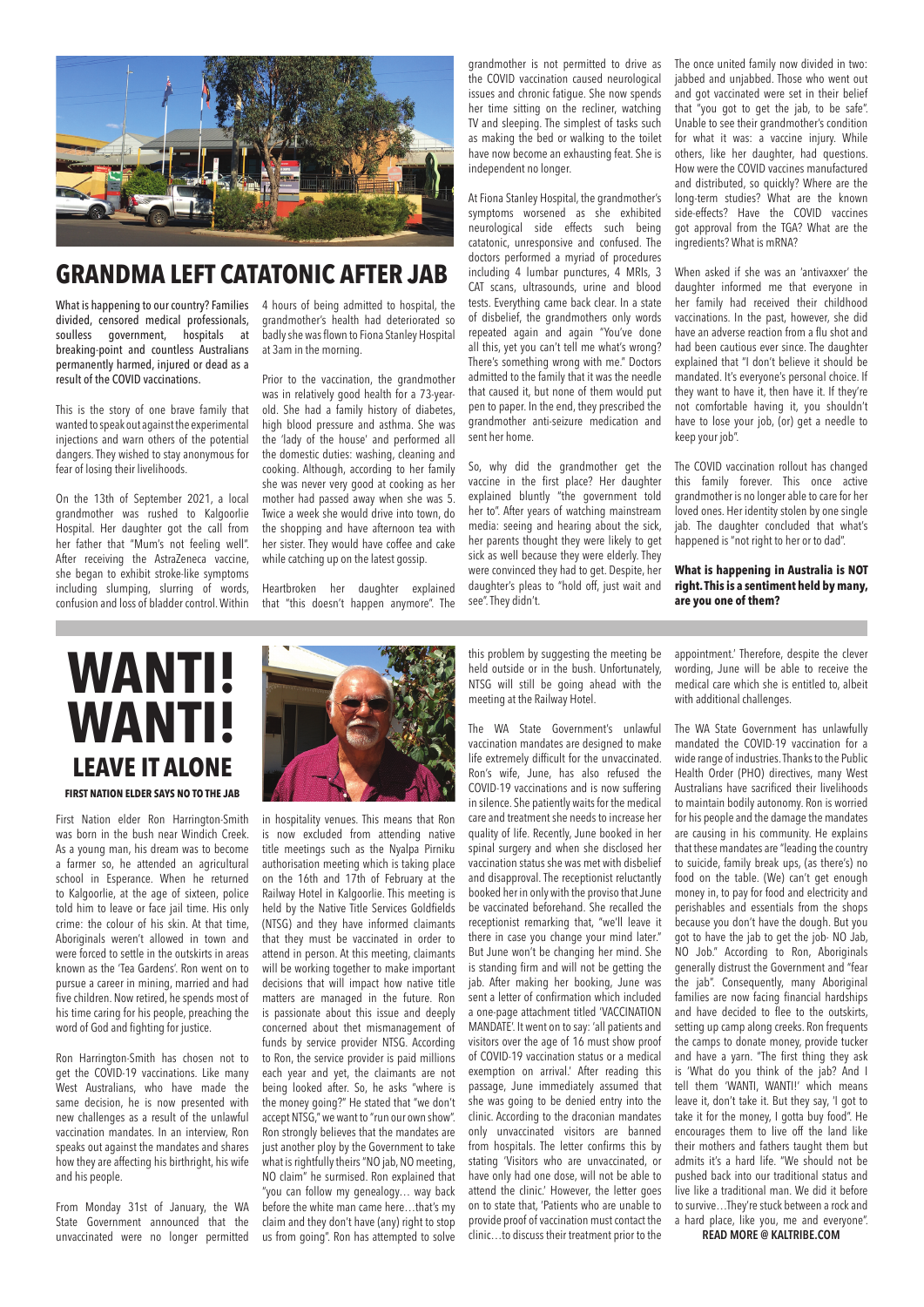# GRANDMA LEFT CATATONIC AFTER JAB

What is happening to our country? Families divided, censored medical professionals, soulless government, hospitals at breaking-point and countless Australians permanently harmed, injured or dead as a result of the COVID vaccinations.

This is the story of one brave family that wanted to speak out against the experimental injections and warn others of the potential dangers. They wished to stay anonymous for fear of losing their livelihoods.

On the 13th of September 2021, a local grandmother was rushed to Kalgoorlie Hospital. Her daughter got the call from her father that "Mum's not feeling well". After receiving the AstraZeneca vaccine, she began to exhibit stroke-like symptoms including slumping, slurring of words, confusion and loss of bladder control. Within 4 hours of being admitted to hospital, the grandmother's health had deteriorated so badly she was flown to Fiona Stanley Hospital at 3am in the morning.

Prior to the vaccination, the grandmother was in relatively good health for a 73-year-old. She had a family history of diabetes, high blood pressure and asthma. She was the 'lady of the house' and performed all the domestic duties: washing, cleaning and cooking. Although, according to her family she was never very good at cooking as her mother had passed away when she was 5. Twice a week she would drive into town, do the shopping and have afternoon tea with her sister. They would have coffee and cake while catching up on the latest gossip.

Heartbroken her daughter explained that "this doesn't happen anymore". The grandmother is not permitted to drive as the COVID vaccination caused neurological issues and chronic fatigue. She now spends her time sitting on the recliner, watching TV and sleeping. The simplest of tasks such as making the bed or walking to the toilet have now become an exhausting feat. She is independent no longer.

At Fiona Stanley Hospital, the grandmother's symptoms worsened as she exhibited neurological side effects such being catatonic, unresponsive and confused. The doctors performed a myriad of procedures including 4 lumbar punctures, 4 MRIs, 3 CAT scans, ultrasounds, urine and blood tests. Everything came back clear. In a state of disbelief, the grandmothers only words repeated again and again "You've done all this, yet you can't tell me what's wrong? There's something wrong with me." Doctors admitted to the family that it was the needle that caused it, but none of them would put pen to paper. In the end, they prescribed the grandmother anti-seizure medication and sent her home.

So, why did the grandmother get the vaccine in the first place? Her daughter explained bluntly "the government told her to". After years of watching mainstream media: seeing and hearing about the sick, her parents thought they were likely to get sick as well because they were elderly. They were convinced they had to get. Despite, her daughter's pleas to "hold off, just wait and see". They didn't.

The once united family now divided in two: jabbed and unjabbed. Those who went out and got vaccinated were set in their belief that "you got to get the jab, to be safe". Unable to see their grandmother's condition for what it was: a vaccine injury. While others, like her daughter, had questions. How were the COVID vaccines manufactured and distributed, so quickly? Where are the long-term studies? What are the known side-effects? Have the COVID vaccines got approval from the TGA? What are the ingredients? What is mRNA?

When asked if she was an 'antivaxxer' the daughter informed me that everyone in her family had received their childhood vaccinations. In the past, however, she did have an adverse reaction from a flu shot and had been cautious ever since. The daughter explained that "I don't believe it should be mandated. It's everyone's personal choice. If they want to have it, then have it. If they're not comfortable having it, you shouldn't have to lose your job, (or) get a needle to keep your job".

The COVID vaccination rollout has changed this family forever. This once active grandmother is no longer able to care for her loved ones. Her identity stolen by one single jab. The daughter concluded that what's happened is "not right to her or to dad".

**What is happening in Australia is NOT right. This is a sentiment held by many, are you one of them?**

# WANTI! WANTI!

## LEAVE IT ALONE

**FIRST NATION ELDER SAYS NO TO THE JAB**

First Nation elder Ron Harrington-Smith was born in the bush near Windich Creek. As a young man, his dream was to become a farmer so, he attended an agricultural school in Esperance. When he returned to Kalgoorlie, at the age of sixteen, police told him to leave or face jail time. His only crime: the colour of his skin. At that time, Aboriginals weren't allowed in town and were forced to settle in the outskirts in areas known as the 'Tea Gardens'. Ron went on to pursue a career in mining, married and had five children. Now retired, he spends most of his time caring for his people, preaching the word of God and fighting for justice.

Ron Harrington-Smith has chosen not to get the COVID-19 vaccinations. Like many West Australians, who have made the same decision, he is now presented with new challenges as a result of the unlawful vaccination mandates. In an interview, Ron speaks out against the mandates and shares how they are affecting his birthright, his wife and his people.

From Monday 31st of January, the WA State Government announced that the unvaccinated were no longer permitted in hospitality venues. This means that Ron is now excluded from attending native title meetings such as the Nyalpa Pirniku authorisation meeting which is taking place on the 16th and 17th of February at the Railway Hotel in Kalgoorlie. This meeting is held by the Native Title Services Goldfields (NTSG) and they have informed claimants that they must be vaccinated in order to attend in person. At this meeting, claimants will be working together to make important decisions that will impact how native title matters are managed in the future. Ron is passionate about this issue and deeply concerned about thet mismanagement of funds by service provider NTSG. According to Ron, the service provider is paid millions each year and yet, the claimants are not being looked after. So, he asks "where is the money going?" He stated that "we don't accept NTSG," we want to "run our own show". Ron strongly believes that the mandates are just another ploy by the Government to take what is rightfully theirs "NO jab, NO meeting, NO claim" he surmised. Ron explained that "you can follow my genealogy… way back before the white man came here…that's my claim and they don't have (any) right to stop us from going". Ron has attempted to solve this problem by suggesting the meeting be held outside or in the bush. Unfortunately, NTSG will still be going ahead with the meeting at the Railway Hotel.

The WA State Government's unlawful vaccination mandates are designed to make life extremely difficult for the unvaccinated. Ron's wife, June, has also refused the COVID-19 vaccinations and is now suffering in silence. She patiently waits for the medical care and treatment she needs to increase her quality of life. Recently, June booked in her spinal surgery and when she disclosed her vaccination status she was met with disbelief and disapproval. The receptionist reluctantly booked her in only with the proviso that June be vaccinated beforehand. She recalled the receptionist remarking that, "we'll leave it there in case you change your mind later." But June won't be changing her mind. She is standing firm and will not be getting the jab. After making her booking, June was sent a letter of confirmation which included a one-page attachment titled 'VACCINATION MANDATE'. It went on to say: 'all patients and visitors over the age of 16 must show proof of COVID-19 vaccination status or a medical exemption on arrival.' After reading this passage, June immediately assumed that she was going to be denied entry into the clinic. According to the draconian mandates only unvaccinated visitors are banned from hospitals. The letter confirms this by stating 'Visitors who are unvaccinated, or have only had one dose, will not be able to attend the clinic.' However, the letter goes on to state that, 'Patients who are unable to provide proof of vaccination must contact the clinic…to discuss their treatment prior to the appointment.' Therefore, despite the clever wording, June will be able to receive the medical care which she is entitled to, albeit with additional challenges.

The WA State Government has unlawfully mandated the COVID-19 vaccination for a wide range of industries. Thanks to the Public Health Order (PHO) directives, many West Australians have sacrificed their livelihoods to maintain bodily autonomy. Ron is worried for his people and the damage the mandates are causing in his community. He explains that these mandates are "leading the country to suicide, family break ups, (as there's) no food on the table. (We) can't get enough money in, to pay for food and electricity and perishables and essentials from the shops because you don't have the dough. But you got to have the jab to get the job- NO Jab, NO Job." According to Ron, Aboriginals generally distrust the Government and "fear the jab". Consequently, many Aboriginal families are now facing financial hardships and have decided to flee to the outskirts, setting up camp along creeks. Ron frequents the camps to donate money, provide tucker and have a yarn. "The first thing they ask is 'What do you think of the jab? And I tell them 'WANTI, WANTI!' which means leave it, don't take it. But they say, 'I got to take it for the money, I gotta buy food". He encourages them to live off the land like their mothers and fathers taught them but admits it's a hard life. "We should not be pushed back into our traditional status and live like a traditional man. We did it before to survive…They're stuck between a rock and a hard place, like you, me and everyone".

**READ MORE @ KALTRIBE.COM**